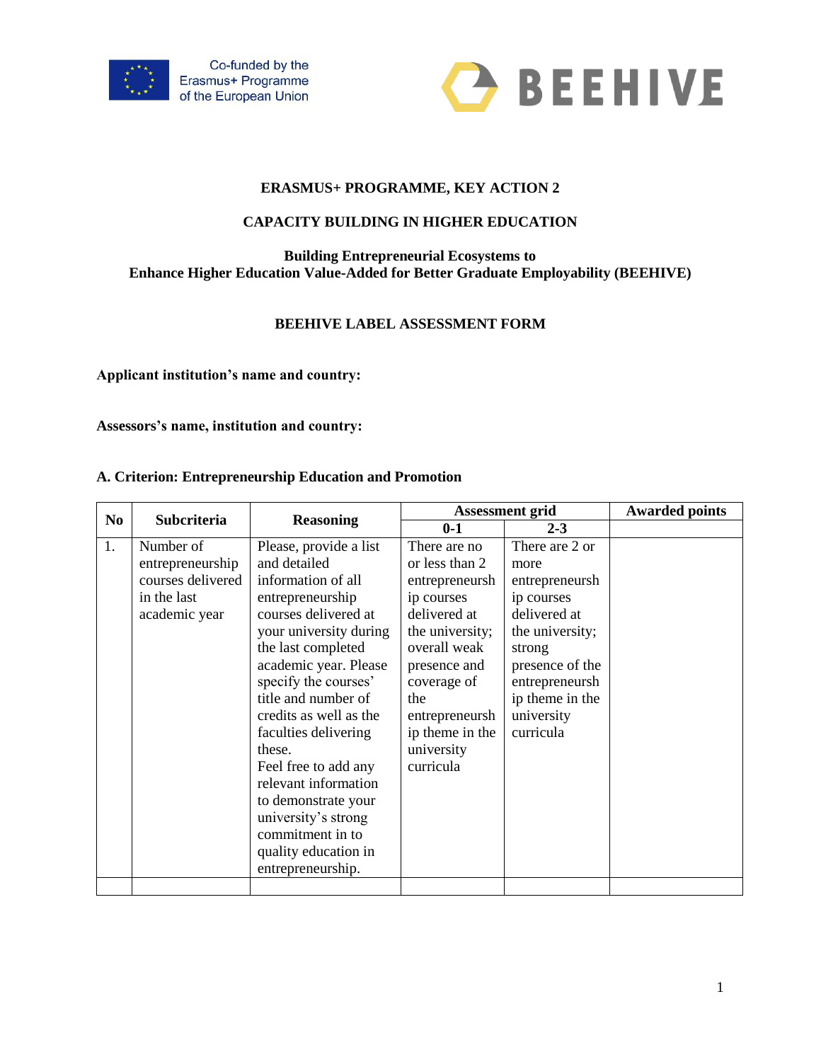Co-funded by the Erasmus+ Programme of the European Union

**BEEHIVE**

**ERASMUS+ PROGRAMME, KEY ACTION 2**

**CAPACITY BUILDING IN HIGHER EDUCATION**

**Building Entrepreneurial Ecosystems to Enhance Higher Education Value-Added for Better Graduate Employability (BEEHIVE)**

**BEEHIVE LABEL ASSESSMENT FORM**

**Applicant institution's name and country:**

**Assessors's name, institution and country:**

**A. Criterion: Entrepreneurship Education and Promotion**

| No | Subcriteria | Reasoning | Assessment grid | | Awarded points |
|---|---|---|---|---|---|
| | | | 0-1 | 2-3 | |
| 1. | Number of entrepreneurship courses delivered in the last academic year | Please, provide a list and detailed information of all entrepreneurship courses delivered at your university during the last completed academic year. Please specify the courses' title and number of credits as well as the faculties delivering these.<br>Feel free to add any relevant information to demonstrate your university's strong commitment in to quality education in entrepreneurship. | There are no or less than 2 entrepreneurship courses delivered at the university; overall weak presence and coverage of the entrepreneurship theme in the university curricula | There are 2 or more entrepreneurship courses delivered at the university; strong presence of the entrepreneurship theme in the university curricula | |
| | | | | | |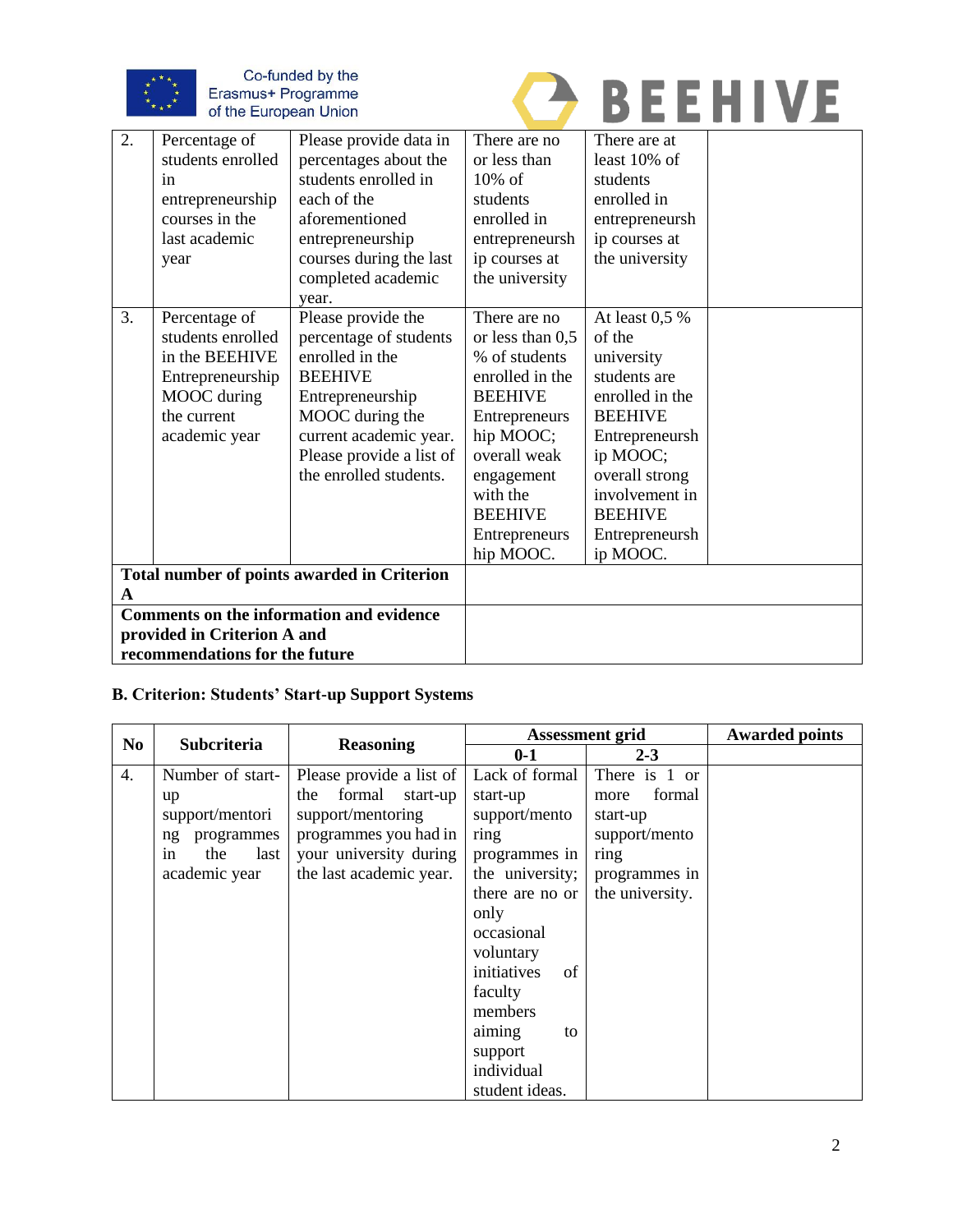| 2. | Percentage of students enrolled in entrepreneurship courses in the last academic year | Please provide data in percentages about the students enrolled in each of the aforementioned entrepreneurship courses during the last completed academic year. | There are no or less than 10% of students enrolled in entrepreneurship courses at the university | There are at least 10% of students enrolled in entrepreneurship courses at the university | |
|---|---|---|---|---|---|
| 3. | Percentage of students enrolled in the BEEHIVE Entrepreneurship MOOC during the current academic year | Please provide the percentage of students enrolled in the BEEHIVE Entrepreneurship MOOC during the current academic year. Please provide a list of the enrolled students. | There are no or less than 0,5 % of students enrolled in the BEEHIVE Entrepreneurship MOOC; overall weak engagement with the BEEHIVE Entrepreneurship MOOC. | At least 0,5 % of the university students are enrolled in the BEEHIVE Entrepreneurship MOOC; overall strong involvement in BEEHIVE Entrepreneurship MOOC. | |
| **Total number of points awarded in Criterion A** | | | | | |
| **Comments on the information and evidence provided in Criterion A and recommendations for the future** | | | | | |

**B. Criterion: Students' Start-up Support Systems**

| No | Subcriteria | Reasoning | Assessment grid | | Awarded points |
|---|---|---|---|---|---|
| | | | **0-1** | **2-3** | |
| 4. | Number of start-up support/mentoring programmes in the last academic year | Please provide a list of the formal start-up support/mentoring programmes you had in your university during the last academic year. | Lack of formal start-up support/mentoring programmes in the university; there are no or only occasional voluntary initiatives of faculty members aiming to support individual student ideas. | There is 1 or more formal start-up support/mentoring programmes in the university. | |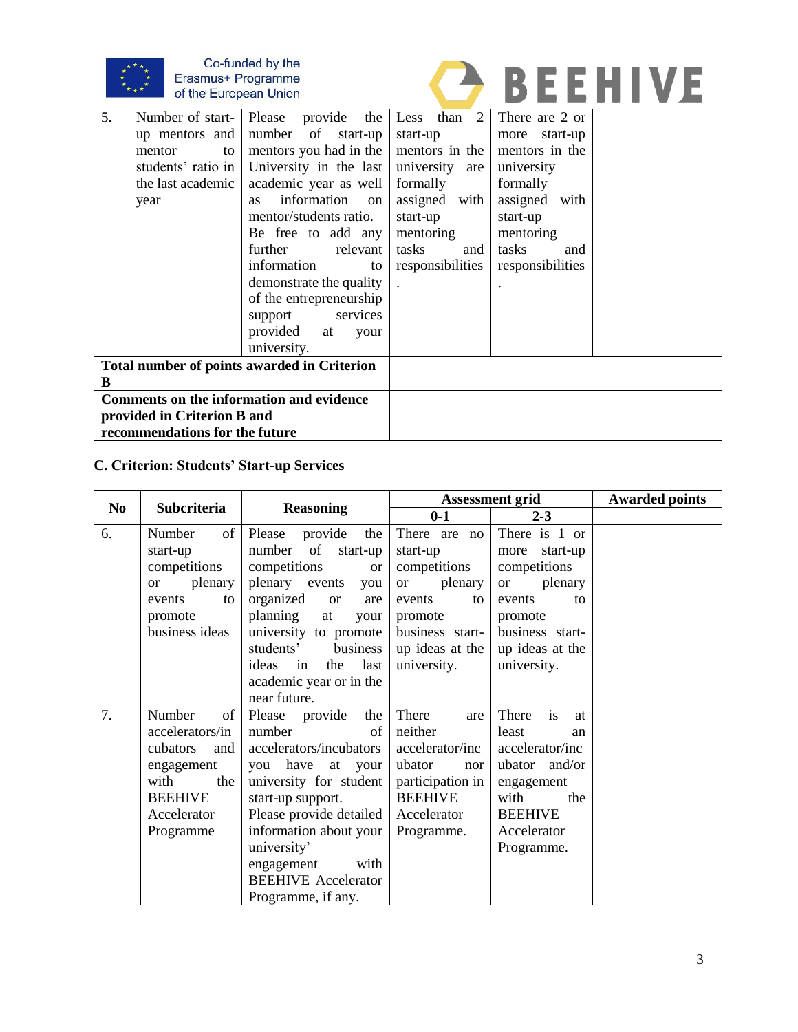| 5. | Number of start-up mentors and mentor to students' ratio in the last academic year | Please provide the number of start-up mentors you had in the University in the last academic year as well as information on mentor/students ratio. Be free to add any further relevant information to demonstrate the quality of the entrepreneurship support services provided at your university. | Less than 2 start-up mentors in the university are formally assigned with start-up mentoring tasks and responsibilities. | There are 2 or more start-up mentors in the university formally assigned with start-up mentoring tasks and responsibilities. | |
|---|---|---|---|---|---|
| **Total number of points awarded in Criterion B** | | | | | |
| **Comments on the information and evidence provided in Criterion B and recommendations for the future** | | | | | |

**C. Criterion: Students' Start-up Services**

| No | Subcriteria | Reasoning | Assessment grid | | Awarded points |
|---|---|---|---|---|---|
| | | | **0-1** | **2-3** | |
| 6. | Number of start-up competitions or plenary events to promote business ideas | Please provide the number of start-up competitions or plenary events you organized or are planning at your university to promote students' business ideas in the last academic year or in the near future. | There are no start-up competitions or plenary events to promote business start-up ideas at the university. | There is 1 or more start-up competitions or plenary events to promote business start-up ideas at the university. | |
| 7. | Number of accelerators/incubators and engagement with the BEEHIVE Accelerator Programme | Please provide the number of accelerators/incubators you have at your university for student start-up support. Please provide detailed information about your university' engagement with BEEHIVE Accelerator Programme, if any. | There are neither accelerator/incubator nor participation in BEEHIVE Accelerator Programme. | There is at least an accelerator/incubator and/or engagement with the BEEHIVE Accelerator Programme. | |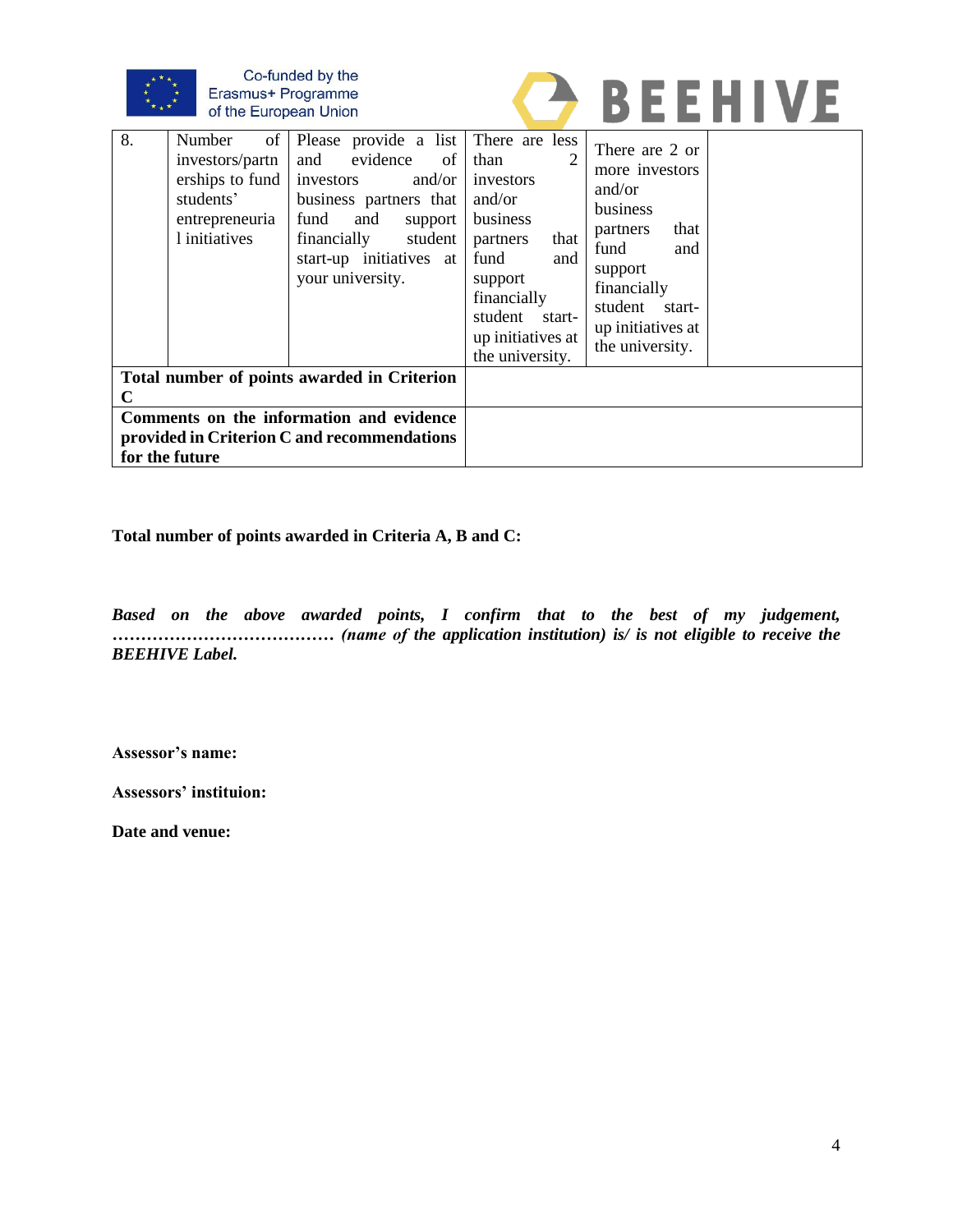| 8. | Number of investors/partnerships to fund students' entrepreneurial initiatives | Please provide a list and evidence of investors and/or business partners that fund and support financially student start-up initiatives at your university. | There are less than 2 investors and/or business partners that fund and support financially student start-up initiatives at the university. | There are 2 or more investors and/or business partners that fund and support financially student start-up initiatives at the university. | |
|---|---|---|---|---|---|
| **Total number of points awarded in Criterion C** | | | | | |
| **Comments on the information and evidence provided in Criterion C and recommendations for the future** | | | | | |

**Total number of points awarded in Criteria A, B and C:**

***Based on the above awarded points, I confirm that to the best of my judgement, ………………………………… (name of the application institution) is/ is not eligible to receive the BEEHIVE Label.***

**Assessor's name:**

**Assessors' instituion:**

**Date and venue:**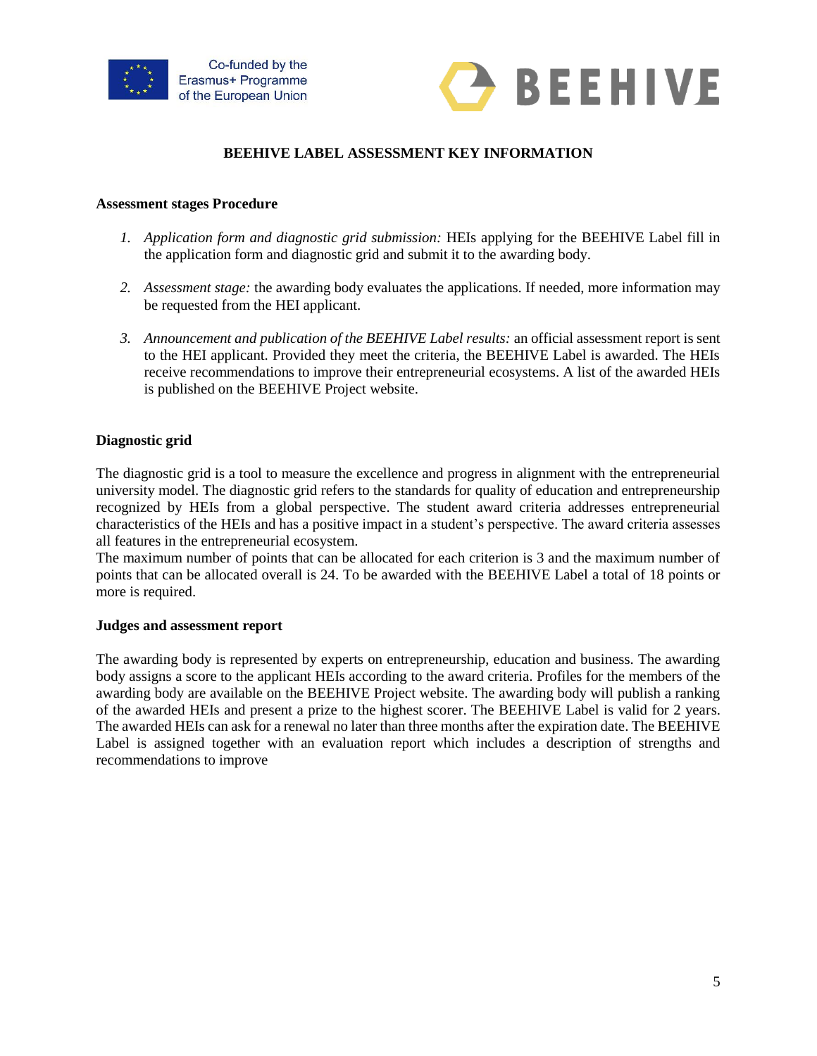**BEEHIVE LABEL ASSESSMENT KEY INFORMATION**

**Assessment stages Procedure**

1. *Application form and diagnostic grid submission:* HEIs applying for the BEEHIVE Label fill in the application form and diagnostic grid and submit it to the awarding body.

2. *Assessment stage:* the awarding body evaluates the applications. If needed, more information may be requested from the HEI applicant.

3. *Announcement and publication of the BEEHIVE Label results:* an official assessment report is sent to the HEI applicant. Provided they meet the criteria, the BEEHIVE Label is awarded. The HEIs receive recommendations to improve their entrepreneurial ecosystems. A list of the awarded HEIs is published on the BEEHIVE Project website.

**Diagnostic grid**

The diagnostic grid is a tool to measure the excellence and progress in alignment with the entrepreneurial university model. The diagnostic grid refers to the standards for quality of education and entrepreneurship recognized by HEIs from a global perspective. The student award criteria addresses entrepreneurial characteristics of the HEIs and has a positive impact in a student's perspective. The award criteria assesses all features in the entrepreneurial ecosystem.
The maximum number of points that can be allocated for each criterion is 3 and the maximum number of points that can be allocated overall is 24. To be awarded with the BEEHIVE Label a total of 18 points or more is required.

**Judges and assessment report**

The awarding body is represented by experts on entrepreneurship, education and business. The awarding body assigns a score to the applicant HEIs according to the award criteria. Profiles for the members of the awarding body are available on the BEEHIVE Project website. The awarding body will publish a ranking of the awarded HEIs and present a prize to the highest scorer. The BEEHIVE Label is valid for 2 years. The awarded HEIs can ask for a renewal no later than three months after the expiration date. The BEEHIVE Label is assigned together with an evaluation report which includes a description of strengths and recommendations to improve